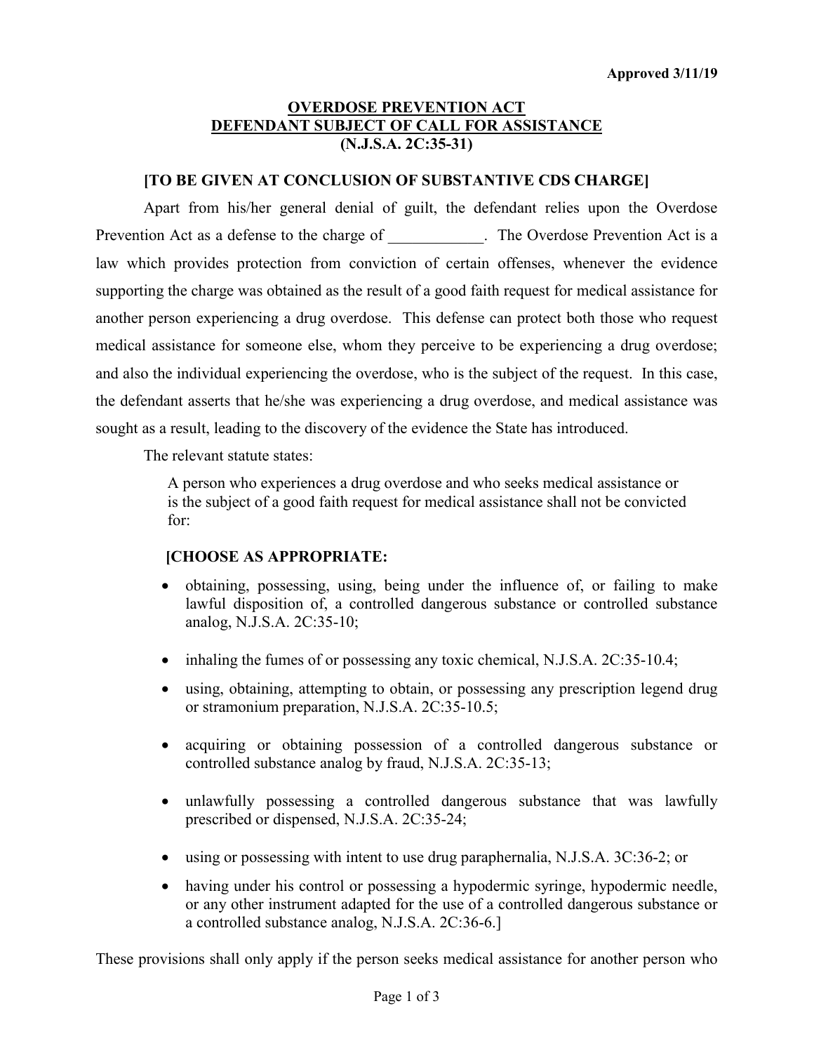**Approved 3/11/19**

## OVERDOSE PREVENTION ACT
## DEFENDANT SUBJECT OF CALL FOR ASSISTANCE
## (N.J.S.A. 2C:35-31)

**[TO BE GIVEN AT CONCLUSION OF SUBSTANTIVE CDS CHARGE]**

Apart from his/her general denial of guilt, the defendant relies upon the Overdose Prevention Act as a defense to the charge of ____________. The Overdose Prevention Act is a law which provides protection from conviction of certain offenses, whenever the evidence supporting the charge was obtained as the result of a good faith request for medical assistance for another person experiencing a drug overdose. This defense can protect both those who request medical assistance for someone else, whom they perceive to be experiencing a drug overdose; and also the individual experiencing the overdose, who is the subject of the request. In this case, the defendant asserts that he/she was experiencing a drug overdose, and medical assistance was sought as a result, leading to the discovery of the evidence the State has introduced.

The relevant statute states:

> A person who experiences a drug overdose and who seeks medical assistance or is the subject of a good faith request for medical assistance shall not be convicted for:
>
> **[CHOOSE AS APPROPRIATE:**
>
> - obtaining, possessing, using, being under the influence of, or failing to make lawful disposition of, a controlled dangerous substance or controlled substance analog, N.J.S.A. 2C:35-10;
> - inhaling the fumes of or possessing any toxic chemical, N.J.S.A. 2C:35-10.4;
> - using, obtaining, attempting to obtain, or possessing any prescription legend drug or stramonium preparation, N.J.S.A. 2C:35-10.5;
> - acquiring or obtaining possession of a controlled dangerous substance or controlled substance analog by fraud, N.J.S.A. 2C:35-13;
> - unlawfully possessing a controlled dangerous substance that was lawfully prescribed or dispensed, N.J.S.A. 2C:35-24;
> - using or possessing with intent to use drug paraphernalia, N.J.S.A. 3C:36-2; or
> - having under his control or possessing a hypodermic syringe, hypodermic needle, or any other instrument adapted for the use of a controlled dangerous substance or a controlled substance analog, N.J.S.A. 2C:36-6.]

These provisions shall only apply if the person seeks medical assistance for another person who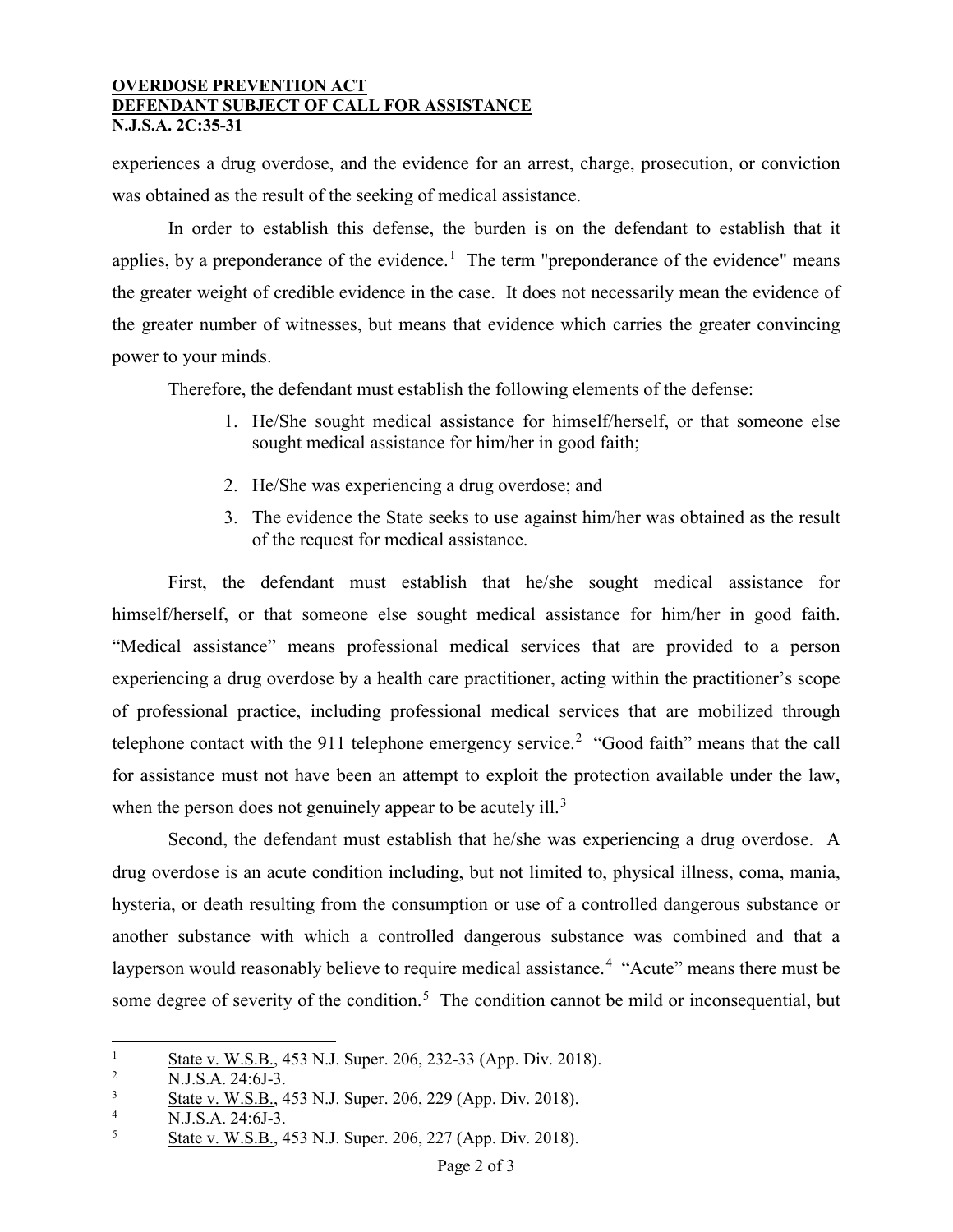experiences a drug overdose, and the evidence for an arrest, charge, prosecution, or conviction was obtained as the result of the seeking of medical assistance.

In order to establish this defense, the burden is on the defendant to establish that it applies, by a preponderance of the evidence.[1] The term "preponderance of the evidence" means the greater weight of credible evidence in the case. It does not necessarily mean the evidence of the greater number of witnesses, but means that evidence which carries the greater convincing power to your minds.

Therefore, the defendant must establish the following elements of the defense:

1. He/She sought medical assistance for himself/herself, or that someone else sought medical assistance for him/her in good faith;
2. He/She was experiencing a drug overdose; and
3. The evidence the State seeks to use against him/her was obtained as the result of the request for medical assistance.

First, the defendant must establish that he/she sought medical assistance for himself/herself, or that someone else sought medical assistance for him/her in good faith. "Medical assistance" means professional medical services that are provided to a person experiencing a drug overdose by a health care practitioner, acting within the practitioner's scope of professional practice, including professional medical services that are mobilized through telephone contact with the 911 telephone emergency service.[2] "Good faith" means that the call for assistance must not have been an attempt to exploit the protection available under the law, when the person does not genuinely appear to be acutely ill.[3]

Second, the defendant must establish that he/she was experiencing a drug overdose. A drug overdose is an acute condition including, but not limited to, physical illness, coma, mania, hysteria, or death resulting from the consumption or use of a controlled dangerous substance or another substance with which a controlled dangerous substance was combined and that a layperson would reasonably believe to require medical assistance.[4] "Acute" means there must be some degree of severity of the condition.[5] The condition cannot be mild or inconsequential, but

---

[1] State v. W.S.B., 453 N.J. Super. 206, 232-33 (App. Div. 2018).

[2] N.J.S.A. 24:6J-3.

[3] State v. W.S.B., 453 N.J. Super. 206, 229 (App. Div. 2018).

[4] N.J.S.A. 24:6J-3.

[5] State v. W.S.B., 453 N.J. Super. 206, 227 (App. Div. 2018).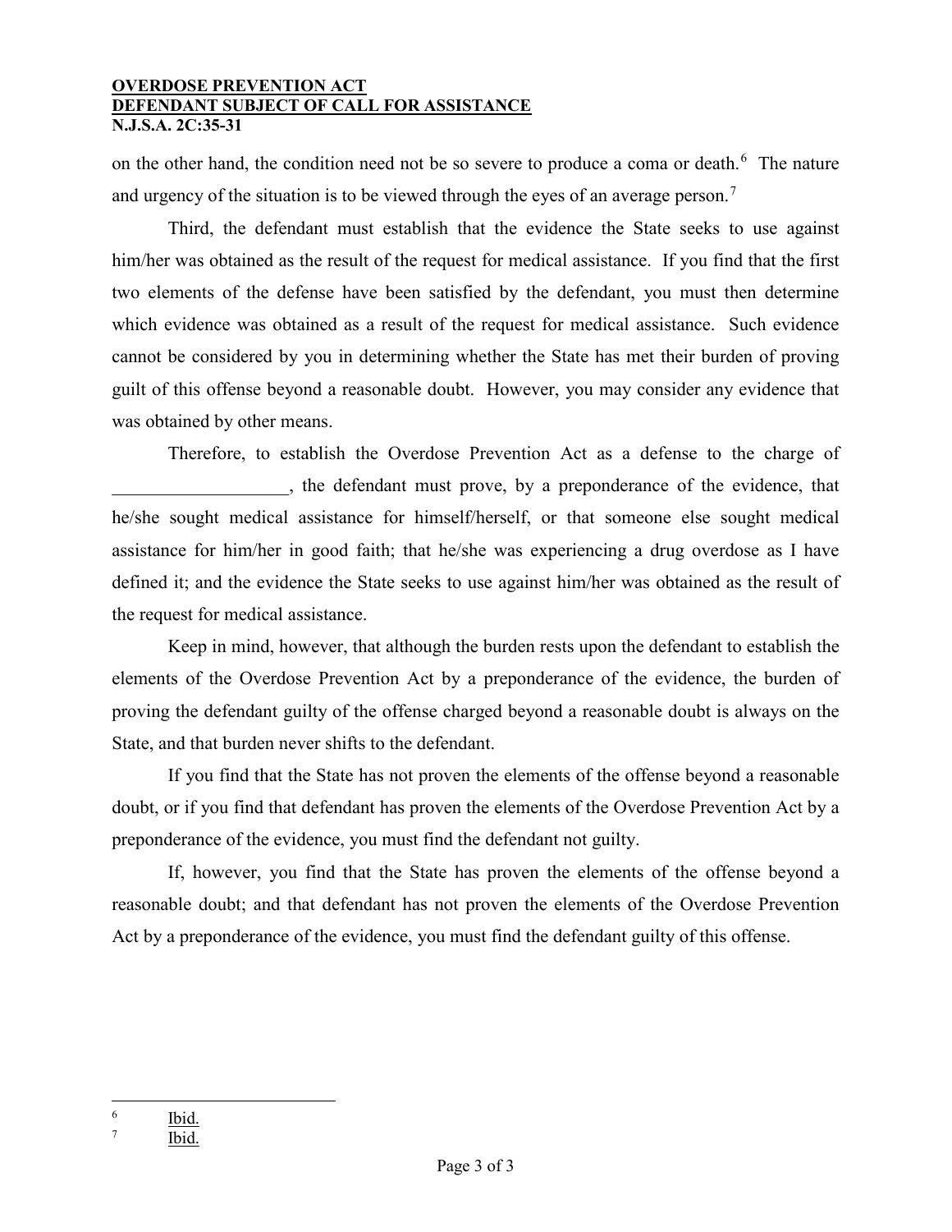on the other hand, the condition need not be so severe to produce a coma or death.[6] The nature and urgency of the situation is to be viewed through the eyes of an average person.[7]

Third, the defendant must establish that the evidence the State seeks to use against him/her was obtained as the result of the request for medical assistance. If you find that the first two elements of the defense have been satisfied by the defendant, you must then determine which evidence was obtained as a result of the request for medical assistance. Such evidence cannot be considered by you in determining whether the State has met their burden of proving guilt of this offense beyond a reasonable doubt. However, you may consider any evidence that was obtained by other means.

Therefore, to establish the Overdose Prevention Act as a defense to the charge of ___________________, the defendant must prove, by a preponderance of the evidence, that he/she sought medical assistance for himself/herself, or that someone else sought medical assistance for him/her in good faith; that he/she was experiencing a drug overdose as I have defined it; and the evidence the State seeks to use against him/her was obtained as the result of the request for medical assistance.

Keep in mind, however, that although the burden rests upon the defendant to establish the elements of the Overdose Prevention Act by a preponderance of the evidence, the burden of proving the defendant guilty of the offense charged beyond a reasonable doubt is always on the State, and that burden never shifts to the defendant.

If you find that the State has not proven the elements of the offense beyond a reasonable doubt, or if you find that defendant has proven the elements of the Overdose Prevention Act by a preponderance of the evidence, you must find the defendant not guilty.

If, however, you find that the State has proven the elements of the offense beyond a reasonable doubt; and that defendant has not proven the elements of the Overdose Prevention Act by a preponderance of the evidence, you must find the defendant guilty of this offense.

---

[6] Ibid.

[7] Ibid.